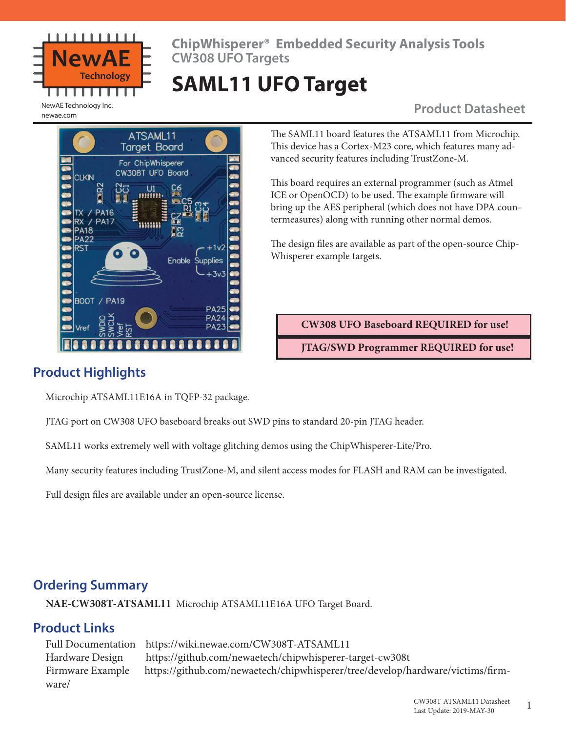NewAE Technology Inc.
newae.com

## ChipWhisperer® Embedded Security Analysis Tools
## CW308 UFO Targets

# SAML11 UFO Target

Product Datasheet

The SAML11 board features the ATSAML11 from Microchip. This device has a Cortex-M23 core, which features many advanced security features including TrustZone-M.

This board requires an external programmer (such as Atmel ICE or OpenOCD) to be used. The example firmware will bring up the AES peripheral (which does not have DPA countermeasures) along with running other normal demos.

The design files are available as part of the open-source ChipWhisperer example targets.

**CW308 UFO Baseboard REQUIRED for use!**

**JTAG/SWD Programmer REQUIRED for use!**

## Product Highlights

Microchip ATSAML11E16A in TQFP-32 package.

JTAG port on CW308 UFO baseboard breaks out SWD pins to standard 20-pin JTAG header.

SAML11 works extremely well with voltage glitching demos using the ChipWhisperer-Lite/Pro.

Many security features including TrustZone-M, and silent access modes for FLASH and RAM can be investigated.

Full design files are available under an open-source license.

## Ordering Summary

**NAE-CW308T-ATSAML11** Microchip ATSAML11E16A UFO Target Board.

## Product Links

Full Documentation https://wiki.newae.com/CW308T-ATSAML11
Hardware Design https://github.com/newaetech/chipwhisperer-target-cw308t
Firmware Example https://github.com/newaetech/chipwhisperer/tree/develop/hardware/victims/firmware/

CW308T-ATSAML11 Datasheet
Last Update: 2019-MAY-30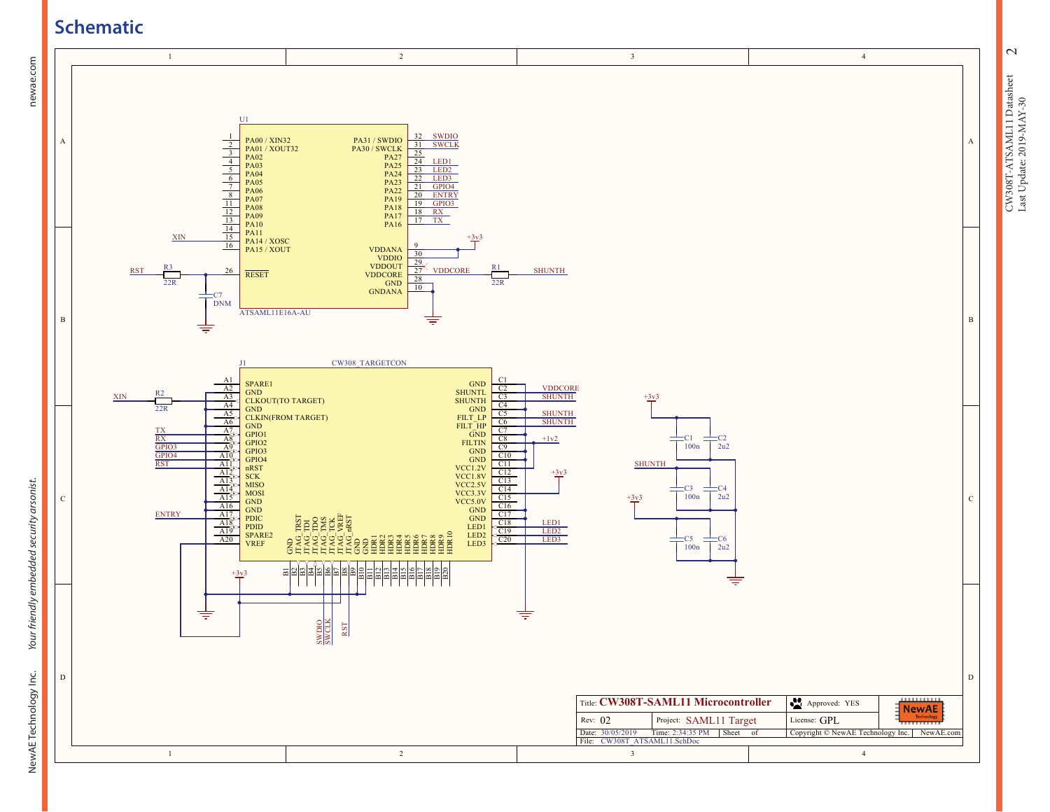# Schematic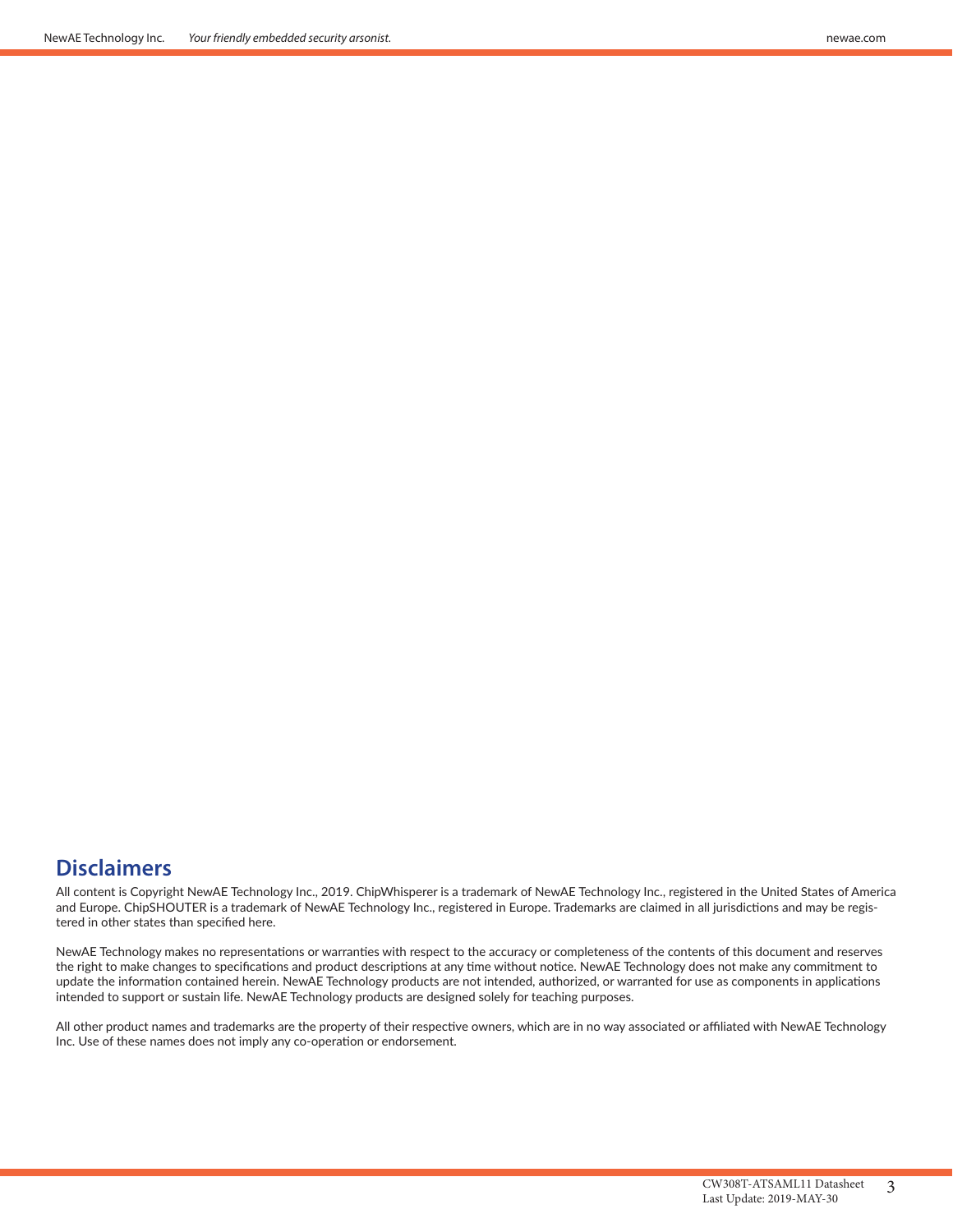## Disclaimers

All content is Copyright NewAE Technology Inc., 2019. ChipWhisperer is a trademark of NewAE Technology Inc., registered in the United States of America and Europe. ChipSHOUTER is a trademark of NewAE Technology Inc., registered in Europe. Trademarks are claimed in all jurisdictions and may be registered in other states than specified here.

NewAE Technology makes no representations or warranties with respect to the accuracy or completeness of the contents of this document and reserves the right to make changes to specifications and product descriptions at any time without notice. NewAE Technology does not make any commitment to update the information contained herein. NewAE Technology products are not intended, authorized, or warranted for use as components in applications intended to support or sustain life. NewAE Technology products are designed solely for teaching purposes.

All other product names and trademarks are the property of their respective owners, which are in no way associated or affiliated with NewAE Technology Inc. Use of these names does not imply any co-operation or endorsement.